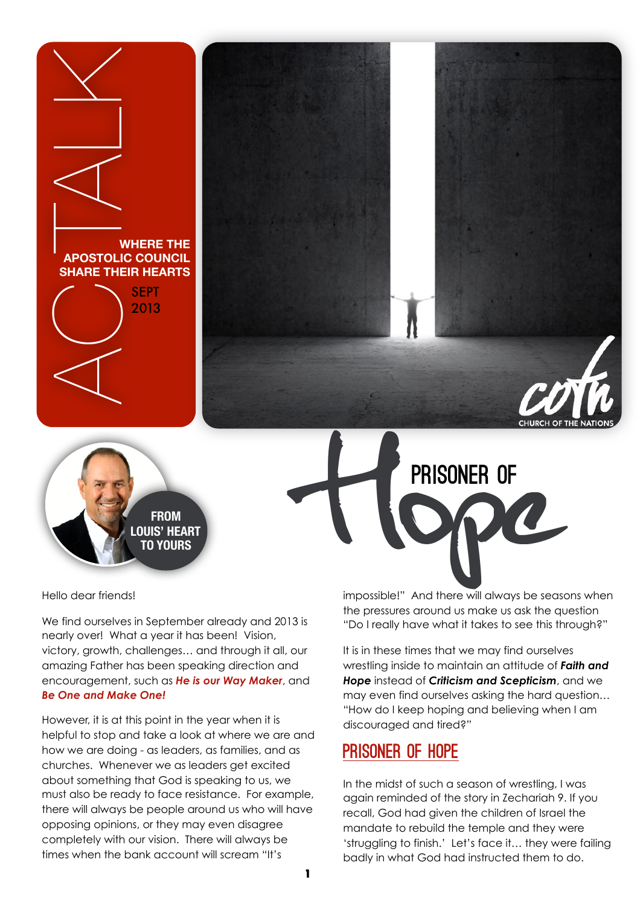# ACTALK

**WHERE THE APOSTOLIC COUNCIL SHARE THEIR HEARTS**

SEPT 2013

cotn CHURCH OF THE NATIONS

**FROM LOUIS' HEART TO YOURS**

# PRISONER OF Hope

Hello dear friends!

We find ourselves in September already and 2013 is nearly over! What a year it has been! Vision, victory, growth, challenges… and through it all, our amazing Father has been speaking direction and encouragement, such as ***He is our Way Maker***, and ***Be One and Make One!***

However, it is at this point in the year when it is helpful to stop and take a look at where we are and how we are doing - as leaders, as families, and as churches. Whenever we as leaders get excited about something that God is speaking to us, we must also be ready to face resistance. For example, there will always be people around us who will have opposing opinions, or they may even disagree completely with our vision. There will always be times when the bank account will scream "It's impossible!" And there will always be seasons when the pressures around us make us ask the question "Do I really have what it takes to see this through?"

It is in these times that we may find ourselves wrestling inside to maintain an attitude of ***Faith and Hope*** instead of ***Criticism and Scepticism***, and we may even find ourselves asking the hard question… "How do I keep hoping and believing when I am discouraged and tired?"

## PRISONER OF HOPE

In the midst of such a season of wrestling, I was again reminded of the story in Zechariah 9. If you recall, God had given the children of Israel the mandate to rebuild the temple and they were 'struggling to finish.' Let's face it… they were failing badly in what God had instructed them to do.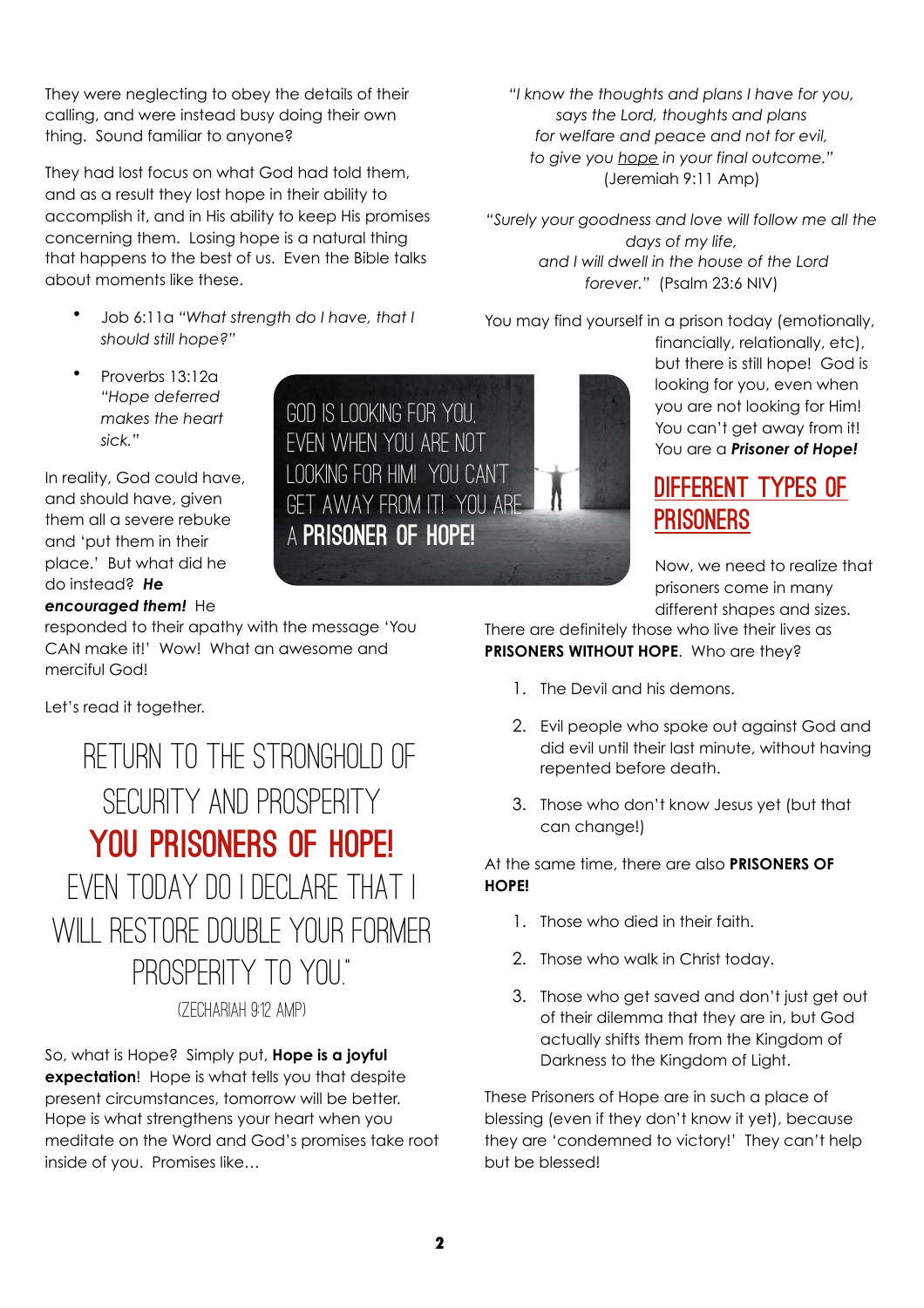They were neglecting to obey the details of their calling, and were instead busy doing their own thing. Sound familiar to anyone?

They had lost focus on what God had told them, and as a result they lost hope in their ability to accomplish it, and in His ability to keep His promises concerning them. Losing hope is a natural thing that happens to the best of us. Even the Bible talks about moments like these.

- Job 6:11a *"What strength do I have, that I should still hope?"*
- Proverbs 13:12a *"Hope deferred makes the heart sick."*

GOD IS LOOKING FOR YOU, EVEN WHEN YOU ARE NOT LOOKING FOR HIM! YOU CAN'T GET AWAY FROM IT! YOU ARE A **PRISONER OF HOPE!**

In reality, God could have, and should have, given them all a severe rebuke and 'put them in their place.' But what did he do instead? ***He encouraged them!*** He responded to their apathy with the message 'You CAN make it!' Wow! What an awesome and merciful God!

Let's read it together.

RETURN TO THE STRONGHOLD OF SECURITY AND PROSPERITY **YOU PRISONERS OF HOPE!** EVEN TODAY DO I DECLARE THAT I WILL RESTORE DOUBLE YOUR FORMER PROSPERITY TO YOU."

(ZECHARIAH 9:12 AMP)

So, what is Hope? Simply put, **Hope is a joyful expectation**! Hope is what tells you that despite present circumstances, tomorrow will be better. Hope is what strengthens your heart when you meditate on the Word and God's promises take root inside of you. Promises like…

*"I know the thoughts and plans I have for you, says the Lord, thoughts and plans for welfare and peace and not for evil, to give you hope in your final outcome."* (Jeremiah 9:11 Amp)

*"Surely your goodness and love will follow me all the days of my life, and I will dwell in the house of the Lord forever."* (Psalm 23:6 NIV)

You may find yourself in a prison today (emotionally, financially, relationally, etc), but there is still hope! God is looking for you, even when you are not looking for Him! You can't get away from it! You are a ***Prisoner of Hope!***

## DIFFERENT TYPES OF PRISONERS

Now, we need to realize that prisoners come in many different shapes and sizes. There are definitely those who live their lives as **PRISONERS WITHOUT HOPE**. Who are they?

1. The Devil and his demons.
2. Evil people who spoke out against God and did evil until their last minute, without having repented before death.
3. Those who don't know Jesus yet (but that can change!)

At the same time, there are also **PRISONERS OF HOPE!**

1. Those who died in their faith.
2. Those who walk in Christ today.
3. Those who get saved and don't just get out of their dilemma that they are in, but God actually shifts them from the Kingdom of Darkness to the Kingdom of Light.

These Prisoners of Hope are in such a place of blessing (even if they don't know it yet), because they are 'condemned to victory!' They can't help but be blessed!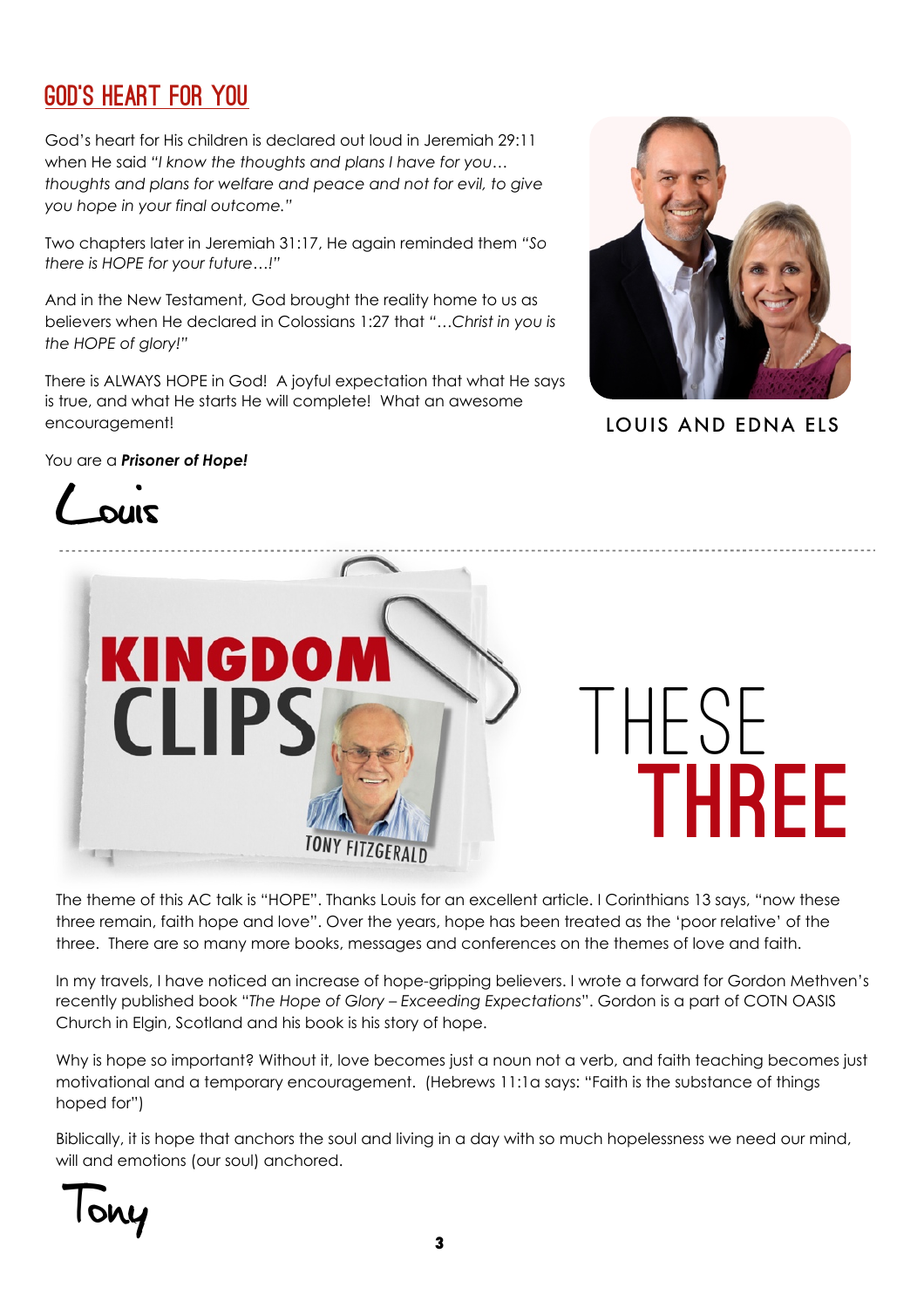## GOD'S HEART FOR YOU

God's heart for His children is declared out loud in Jeremiah 29:11 when He said *"I know the thoughts and plans I have for you… thoughts and plans for welfare and peace and not for evil, to give you hope in your final outcome."*

Two chapters later in Jeremiah 31:17, He again reminded them *"So there is HOPE for your future…!"*

And in the New Testament, God brought the reality home to us as believers when He declared in Colossians 1:27 that *"…Christ in you is the HOPE of glory!"*

There is ALWAYS HOPE in God! A joyful expectation that what He says is true, and what He starts He will complete! What an awesome encouragement!

You are a ***Prisoner of Hope!***

Louis

LOUIS AND EDNA ELS

---

KINGDOM CLIPS

TONY FITZGERALD

## THESE THREE

The theme of this AC talk is "HOPE". Thanks Louis for an excellent article. I Corinthians 13 says, "now these three remain, faith hope and love". Over the years, hope has been treated as the 'poor relative' of the three. There are so many more books, messages and conferences on the themes of love and faith.

In my travels, I have noticed an increase of hope-gripping believers. I wrote a forward for Gordon Methven's recently published book "*The Hope of Glory – Exceeding Expectations*". Gordon is a part of COTN OASIS Church in Elgin, Scotland and his book is his story of hope.

Why is hope so important? Without it, love becomes just a noun not a verb, and faith teaching becomes just motivational and a temporary encouragement. (Hebrews 11:1a says: "Faith is the substance of things hoped for")

Biblically, it is hope that anchors the soul and living in a day with so much hopelessness we need our mind, will and emotions (our soul) anchored.

Tony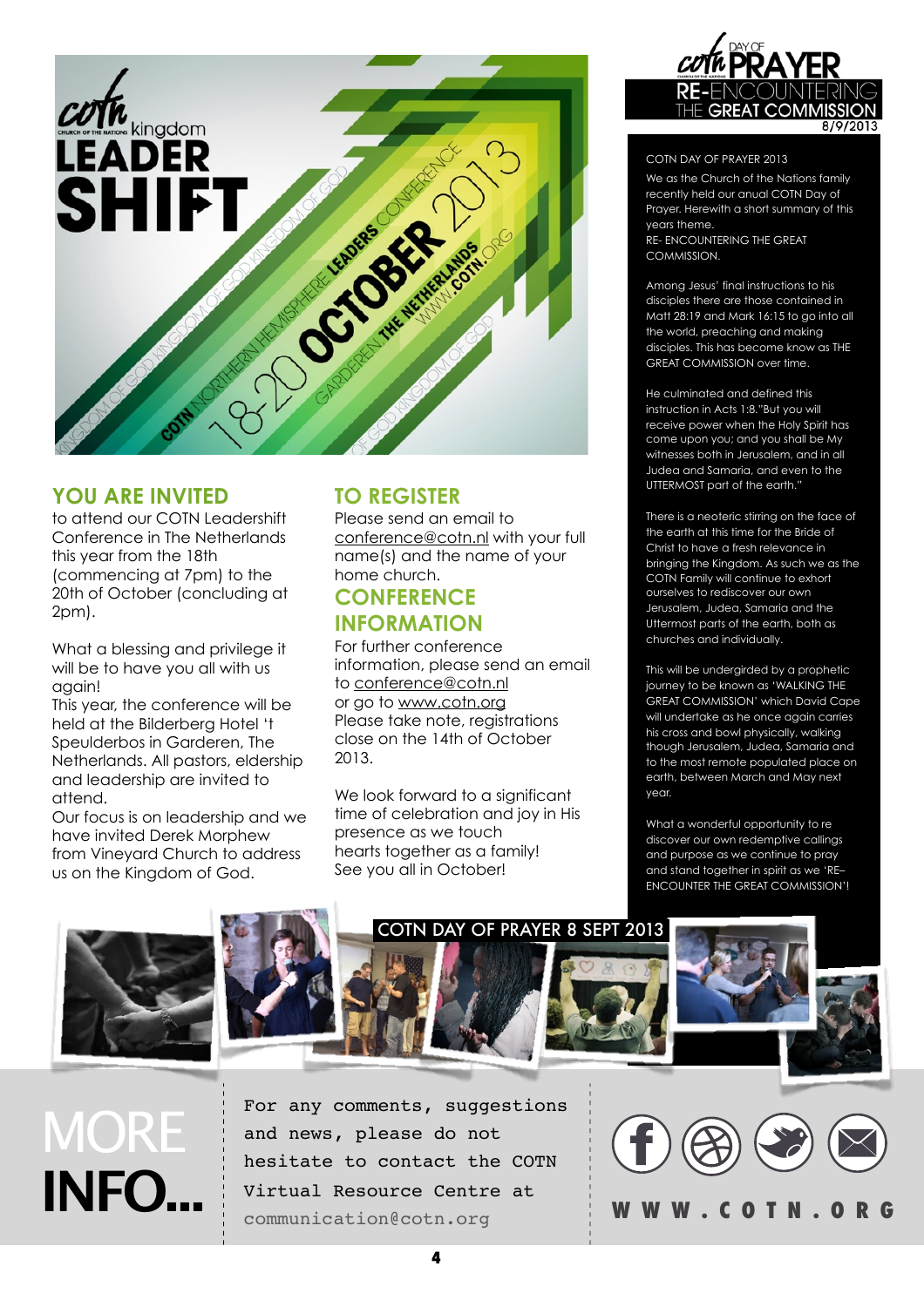cotn kingdom

# LEADER SHIFT

COTN NORTHERN HEMISPHERE LEADERS CONFERENCE
18-20 OCTOBER 2013
GARDEREN, THE NETHERLANDS
WWW.COTN.ORG

## YOU ARE INVITED

to attend our COTN Leadershift Conference in The Netherlands this year from the 18th (commencing at 7pm) to the 20th of October (concluding at 2pm).

What a blessing and privilege it will be to have you all with us again!
This year, the conference will be held at the Bilderberg Hotel 't Speulderbos in Garderen, The Netherlands. All pastors, eldership and leadership are invited to attend.
Our focus is on leadership and we have invited Derek Morphew from Vineyard Church to address us on the Kingdom of God.

## TO REGISTER

Please send an email to conference@cotn.nl with your full name(s) and the name of your home church.

## CONFERENCE INFORMATION

For further conference information, please send an email to conference@cotn.nl
or go to www.cotn.org
Please take note, registrations close on the 14th of October 2013.

We look forward to a significant time of celebration and joy in His presence as we touch hearts together as a family!
See you all in October!

## cotn DAY OF PRAYER
## RE-ENCOUNTERING THE GREAT COMMISSION
8/9/2013

COTN DAY OF PRAYER 2013

We as the Church of the Nations family recently held our anual COTN Day of Prayer. Herewith a short summary of this years theme.
RE- ENCOUNTERING THE GREAT COMMISSION.

Among Jesus' final instructions to his disciples there are those contained in Matt 28:19 and Mark 16:15 to go into all the world, preaching and making disciples. This has become know as THE GREAT COMMISSION over time.

He culminated and defined this instruction in Acts 1:8."But you will receive power when the Holy Spirit has come upon you; and you shall be My witnesses both in Jerusalem, and in all Judea and Samaria, and even to the UTTERMOST part of the earth."

There is a neoteric stirring on the face of the earth at this time for the Bride of Christ to have a fresh relevance in bringing the Kingdom. As such we as the COTN Family will continue to exhort ourselves to rediscover our own Jerusalem, Judea, Samaria and the Uttermost parts of the earth, both as churches and individually.

This will be undergirded by a prophetic journey to be known as 'WALKING THE GREAT COMMISSION' which David Cape will undertake as he once again carries his cross and bowl physically, walking though Jerusalem, Judea, Samaria and to the most remote populated place on earth, between March and May next year.

What a wonderful opportunity to re discover our own redemptive callings and purpose as we continue to pray and stand together in spirit as we 'RE–ENCOUNTER THE GREAT COMMISSION'!

COTN DAY OF PRAYER 8 SEPT 2013

# MORE INFO...

For any comments, suggestions and news, please do not hesitate to contact the COTN Virtual Resource Centre at communication@cotn.org

WWW.COTN.ORG